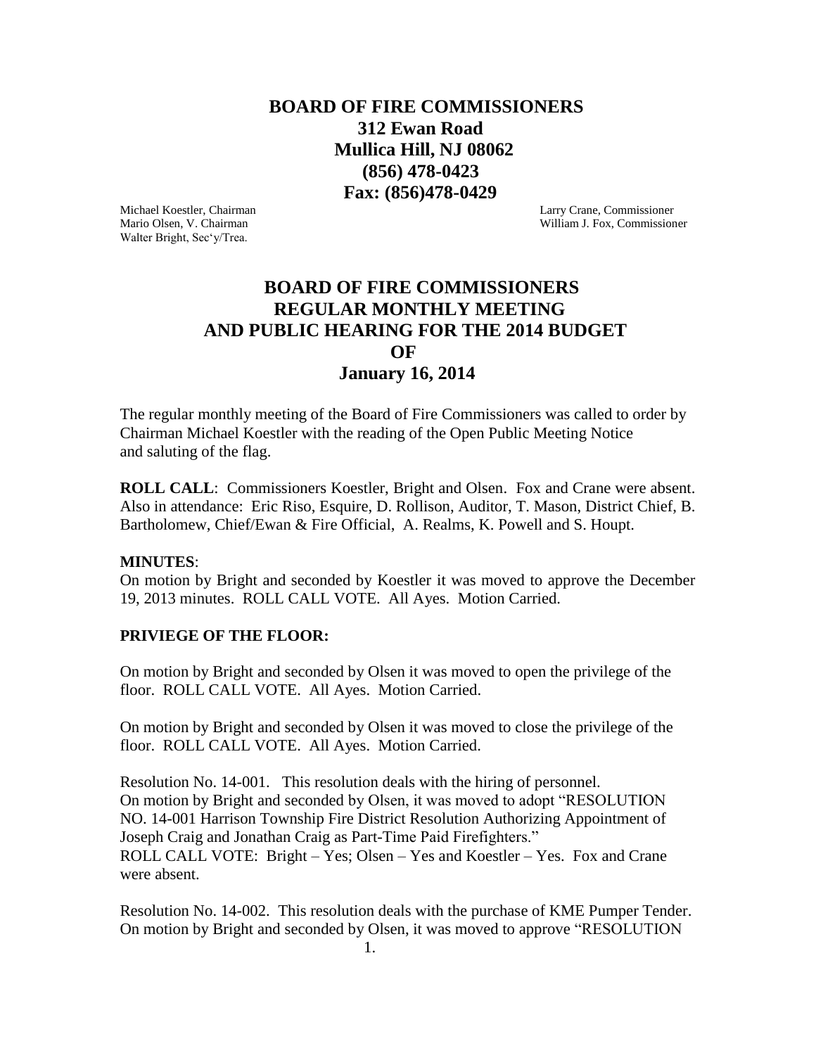# BOARD OF FIRE COMMISSIONERS
## 312 Ewan Road
## Mullica Hill, NJ 08062
## (856) 478-0423
## Fax: (856)478-0429

Michael Koestler, Chairman
Mario Olsen, V. Chairman
Walter Bright, Sec'y/Trea.

Larry Crane, Commissioner
William J. Fox, Commissioner

# BOARD OF FIRE COMMISSIONERS REGULAR MONTHLY MEETING AND PUBLIC HEARING FOR THE 2014 BUDGET OF January 16, 2014

The regular monthly meeting of the Board of Fire Commissioners was called to order by Chairman Michael Koestler with the reading of the Open Public Meeting Notice and saluting of the flag.

**ROLL CALL**: Commissioners Koestler, Bright and Olsen. Fox and Crane were absent. Also in attendance: Eric Riso, Esquire, D. Rollison, Auditor, T. Mason, District Chief, B. Bartholomew, Chief/Ewan & Fire Official, A. Realms, K. Powell and S. Houpt.

**MINUTES**:
On motion by Bright and seconded by Koestler it was moved to approve the December 19, 2013 minutes. ROLL CALL VOTE. All Ayes. Motion Carried.

**PRIVIEGE OF THE FLOOR:**

On motion by Bright and seconded by Olsen it was moved to open the privilege of the floor. ROLL CALL VOTE. All Ayes. Motion Carried.

On motion by Bright and seconded by Olsen it was moved to close the privilege of the floor. ROLL CALL VOTE. All Ayes. Motion Carried.

Resolution No. 14-001. This resolution deals with the hiring of personnel. On motion by Bright and seconded by Olsen, it was moved to adopt "RESOLUTION NO. 14-001 Harrison Township Fire District Resolution Authorizing Appointment of Joseph Craig and Jonathan Craig as Part-Time Paid Firefighters."
ROLL CALL VOTE: Bright – Yes; Olsen – Yes and Koestler – Yes. Fox and Crane were absent.

Resolution No. 14-002. This resolution deals with the purchase of KME Pumper Tender. On motion by Bright and seconded by Olsen, it was moved to approve "RESOLUTION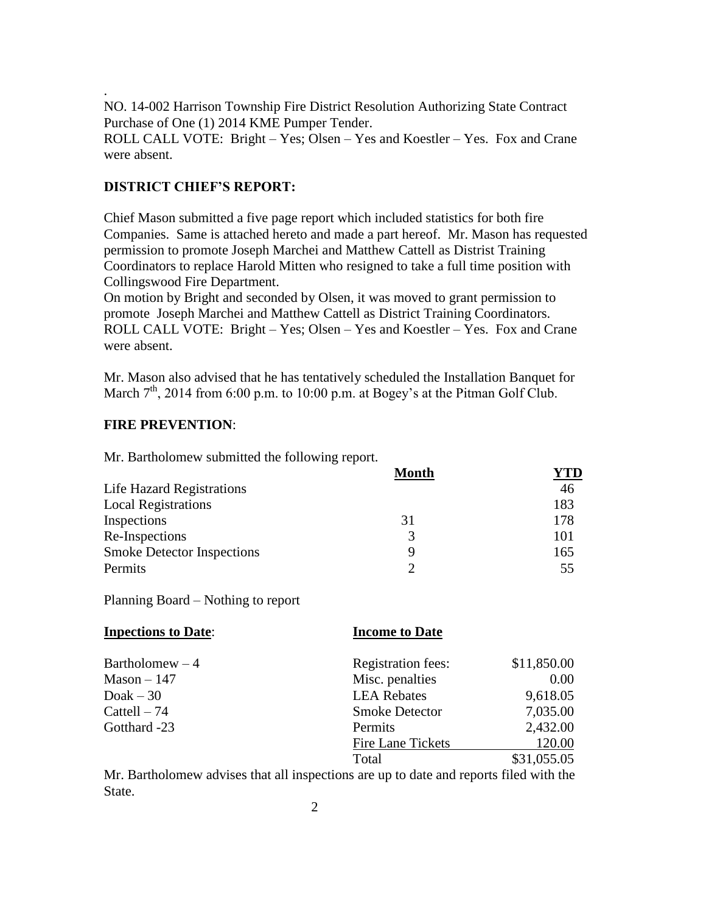.
NO. 14-002 Harrison Township Fire District Resolution Authorizing State Contract Purchase of One (1) 2014 KME Pumper Tender.
ROLL CALL VOTE: Bright – Yes; Olsen – Yes and Koestler – Yes. Fox and Crane were absent.

**DISTRICT CHIEF'S REPORT:**

Chief Mason submitted a five page report which included statistics for both fire Companies. Same is attached hereto and made a part hereof. Mr. Mason has requested permission to promote Joseph Marchei and Matthew Cattell as Distrist Training Coordinators to replace Harold Mitten who resigned to take a full time position with Collingswood Fire Department.
On motion by Bright and seconded by Olsen, it was moved to grant permission to promote Joseph Marchei and Matthew Cattell as District Training Coordinators.
ROLL CALL VOTE: Bright – Yes; Olsen – Yes and Koestler – Yes. Fox and Crane were absent.

Mr. Mason also advised that he has tentatively scheduled the Installation Banquet for March 7th, 2014 from 6:00 p.m. to 10:00 p.m. at Bogey's at the Pitman Golf Club.

**FIRE PREVENTION**:

Mr. Bartholomew submitted the following report.

| | Month | YTD |
|---|---|---|
| Life Hazard Registrations | | 46 |
| Local Registrations | | 183 |
| Inspections | 31 | 178 |
| Re-Inspections | 3 | 101 |
| Smoke Detector Inspections | 9 | 165 |
| Permits | 2 | 55 |

Planning Board – Nothing to report

| Inpections to Date: | Income to Date | |
|---|---|---|
| Bartholomew – 4 | Registration fees: | \$11,850.00 |
| Mason – 147 | Misc. penalties | 0.00 |
| Doak – 30 | LEA Rebates | 9,618.05 |
| Cattell – 74 | Smoke Detector | 7,035.00 |
| Gotthard -23 | Permits | 2,432.00 |
| | Fire Lane Tickets | 120.00 |
| | Total | \$31,055.05 |

Mr. Bartholomew advises that all inspections are up to date and reports filed with the State.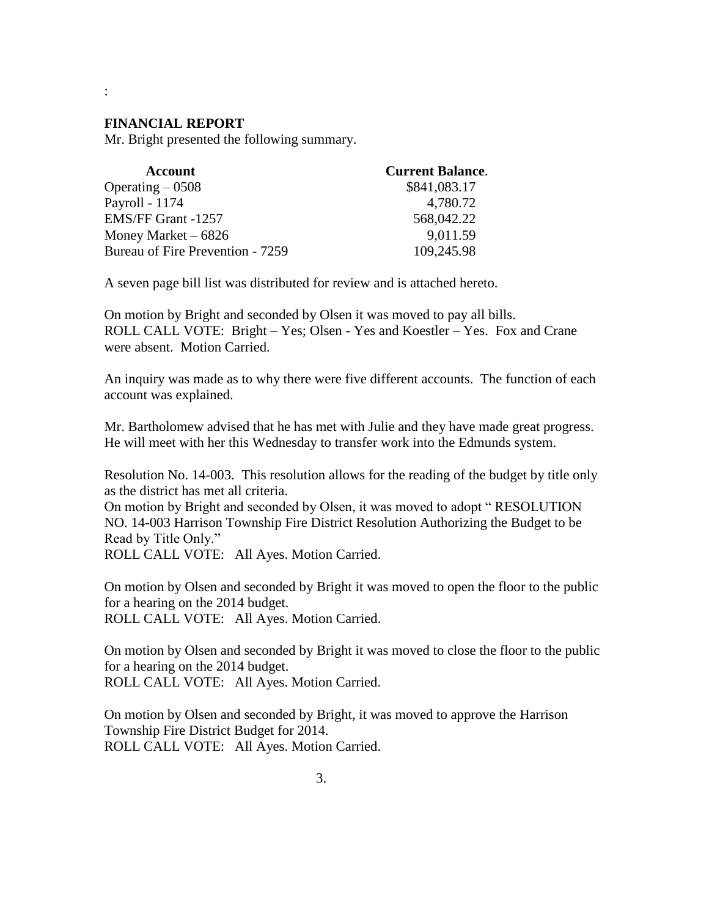:

**FINANCIAL REPORT**

Mr. Bright presented the following summary.

| Account | Current Balance. |
|---|---|
| Operating – 0508 | $841,083.17 |
| Payroll - 1174 | 4,780.72 |
| EMS/FF Grant -1257 | 568,042.22 |
| Money Market – 6826 | 9,011.59 |
| Bureau of Fire Prevention - 7259 | 109,245.98 |

A seven page bill list was distributed for review and is attached hereto.

On motion by Bright and seconded by Olsen it was moved to pay all bills.
ROLL CALL VOTE: Bright – Yes; Olsen - Yes and Koestler – Yes. Fox and Crane were absent. Motion Carried.

An inquiry was made as to why there were five different accounts. The function of each account was explained.

Mr. Bartholomew advised that he has met with Julie and they have made great progress. He will meet with her this Wednesday to transfer work into the Edmunds system.

Resolution No. 14-003. This resolution allows for the reading of the budget by title only as the district has met all criteria.
On motion by Bright and seconded by Olsen, it was moved to adopt " RESOLUTION NO. 14-003 Harrison Township Fire District Resolution Authorizing the Budget to be Read by Title Only."
ROLL CALL VOTE: All Ayes. Motion Carried.

On motion by Olsen and seconded by Bright it was moved to open the floor to the public for a hearing on the 2014 budget.
ROLL CALL VOTE: All Ayes. Motion Carried.

On motion by Olsen and seconded by Bright it was moved to close the floor to the public for a hearing on the 2014 budget.
ROLL CALL VOTE: All Ayes. Motion Carried.

On motion by Olsen and seconded by Bright, it was moved to approve the Harrison Township Fire District Budget for 2014.
ROLL CALL VOTE: All Ayes. Motion Carried.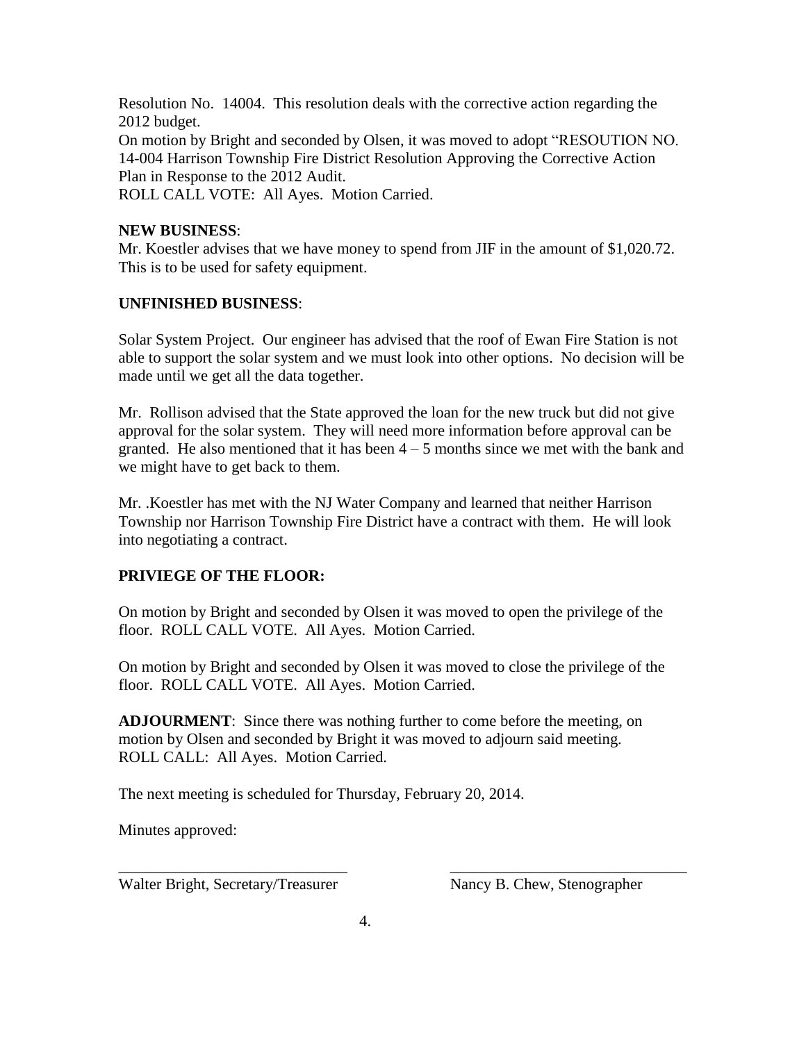Resolution No. 14004. This resolution deals with the corrective action regarding the 2012 budget.

On motion by Bright and seconded by Olsen, it was moved to adopt "RESOUTION NO. 14-004 Harrison Township Fire District Resolution Approving the Corrective Action Plan in Response to the 2012 Audit.

ROLL CALL VOTE: All Ayes. Motion Carried.

**NEW BUSINESS**:

Mr. Koestler advises that we have money to spend from JIF in the amount of $1,020.72. This is to be used for safety equipment.

**UNFINISHED BUSINESS**:

Solar System Project. Our engineer has advised that the roof of Ewan Fire Station is not able to support the solar system and we must look into other options. No decision will be made until we get all the data together.

Mr. Rollison advised that the State approved the loan for the new truck but did not give approval for the solar system. They will need more information before approval can be granted. He also mentioned that it has been 4 – 5 months since we met with the bank and we might have to get back to them.

Mr. .Koestler has met with the NJ Water Company and learned that neither Harrison Township nor Harrison Township Fire District have a contract with them. He will look into negotiating a contract.

**PRIVIEGE OF THE FLOOR:**

On motion by Bright and seconded by Olsen it was moved to open the privilege of the floor. ROLL CALL VOTE. All Ayes. Motion Carried.

On motion by Bright and seconded by Olsen it was moved to close the privilege of the floor. ROLL CALL VOTE. All Ayes. Motion Carried.

**ADJOURMENT**: Since there was nothing further to come before the meeting, on motion by Olsen and seconded by Bright it was moved to adjourn said meeting. ROLL CALL: All Ayes. Motion Carried.

The next meeting is scheduled for Thursday, February 20, 2014.

Minutes approved:

_____________________________ _____________________________

Walter Bright, Secretary/Treasurer Nancy B. Chew, Stenographer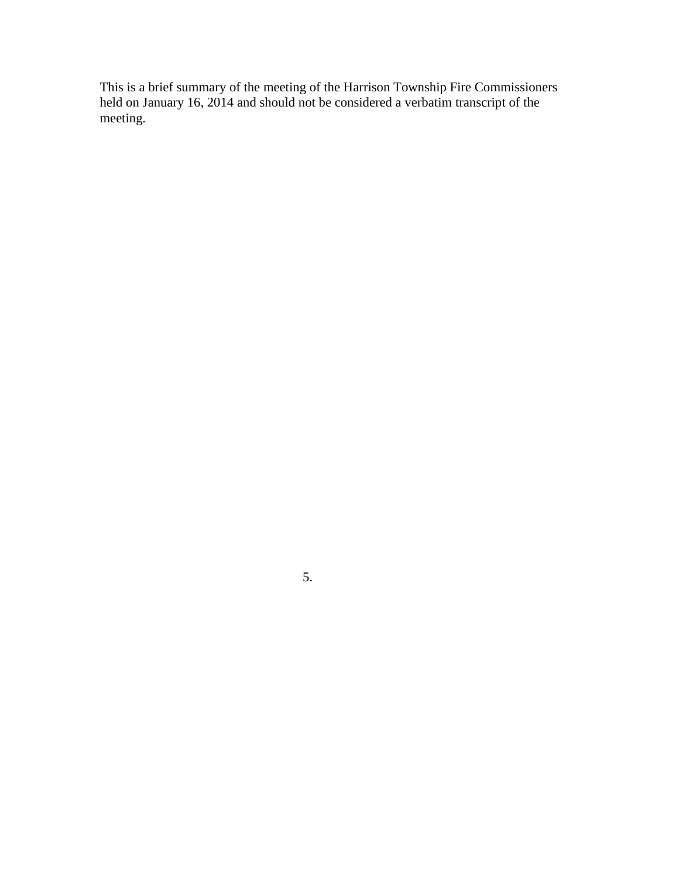This is a brief summary of the meeting of the Harrison Township Fire Commissioners held on January 16, 2014 and should not be considered a verbatim transcript of the meeting.